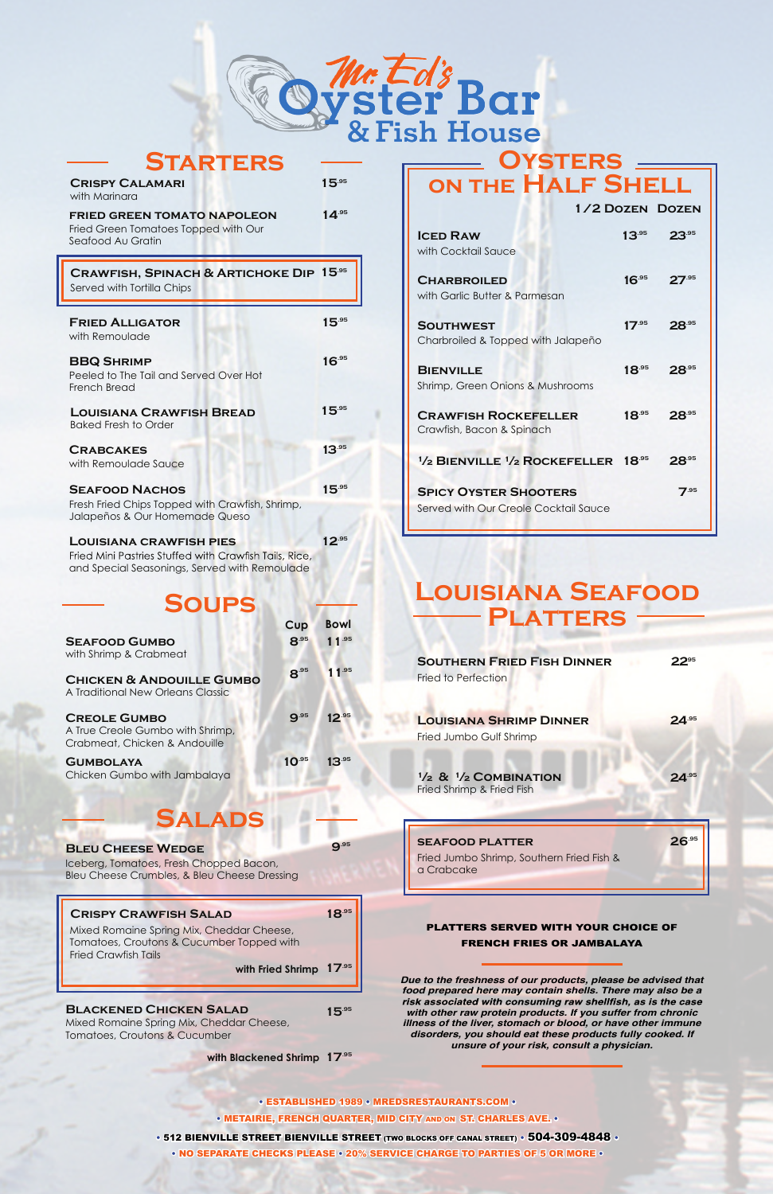# Mr. Ed's Oyster Bar & Fish House

## Starters

**Crispy Calamari** — 15.95
with Marinara

**Fried Green Tomato Napoleon** — 14.95
Fried Green Tomatoes Topped with Our Seafood Au Gratin

**Crawfish, Spinach & Artichoke Dip** — 15.95
Served with Tortilla Chips

**Fried Alligator** — 15.95
with Remoulade

**BBQ Shrimp** — 16.95
Peeled to The Tail and Served Over Hot French Bread

**Louisiana Crawfish Bread** — 15.95
Baked Fresh to Order

**Crabcakes** — 13.95
with Remoulade Sauce

**Seafood Nachos** — 15.95
Fresh Fried Chips Topped with Crawfish, Shrimp, Jalapeños & Our Homemade Queso

**Louisiana Crawfish Pies** — 12.95
Fried Mini Pastries Stuffed with Crawfish Tails, Rice, and Special Seasonings, Served with Remoulade

## Soups

| | Cup | Bowl |
|---|---|---|
| **Seafood Gumbo**<br>with Shrimp & Crabmeat | 8.95 | 11.95 |
| **Chicken & Andouille Gumbo**<br>A Traditional New Orleans Classic | 8.95 | 11.95 |
| **Creole Gumbo**<br>A True Creole Gumbo with Shrimp, Crabmeat, Chicken & Andouille | 9.95 | 12.95 |
| **Gumbolaya**<br>Chicken Gumbo with Jambalaya | 10.95 | 13.95 |

## Salads

**Bleu Cheese Wedge** — 9.95
Iceberg, Tomatoes, Fresh Chopped Bacon, Bleu Cheese Crumbles, & Bleu Cheese Dressing

**Crispy Crawfish Salad** — 18.95
Mixed Romaine Spring Mix, Cheddar Cheese, Tomatoes, Croutons & Cucumber Topped with Fried Crawfish Tails
with Fried Shrimp — 17.95

**Blackened Chicken Salad** — 15.95
Mixed Romaine Spring Mix, Cheddar Cheese, Tomatoes, Croutons & Cucumber
with Blackened Shrimp — 17.95

## Oysters on the Half Shell

| | 1/2 Dozen | Dozen |
|---|---|---|
| **Iced Raw**<br>with Cocktail Sauce | 13.95 | 23.95 |
| **Charbroiled**<br>with Garlic Butter & Parmesan | 16.95 | 27.95 |
| **Southwest**<br>Charbroiled & Topped with Jalapeño | 17.95 | 28.95 |
| **Bienville**<br>Shrimp, Green Onions & Mushrooms | 18.95 | 28.95 |
| **Crawfish Rockefeller**<br>Crawfish, Bacon & Spinach | 18.95 | 28.95 |
| **½ Bienville ½ Rockefeller** | 18.95 | 28.95 |
| **Spicy Oyster Shooters**<br>Served with Our Creole Cocktail Sauce | | 7.95 |

## Louisiana Seafood Platters

**Southern Fried Fish Dinner** — 22.95
Fried to Perfection

**Louisiana Shrimp Dinner** — 24.95
Fried Jumbo Gulf Shrimp

**½ & ½ Combination** — 24.95
Fried Shrimp & Fried Fish

**Seafood Platter** — 26.95
Fried Jumbo Shrimp, Southern Fried Fish & a Crabcake

**PLATTERS SERVED WITH YOUR CHOICE OF FRENCH FRIES OR JAMBALAYA**

*Due to the freshness of our products, please be advised that food prepared here may contain shells. There may also be a risk associated with consuming raw shellfish, as is the case with other raw protein products. If you suffer from chronic illness of the liver, stomach or blood, or have other immune disorders, you should eat these products fully cooked. If unsure of your risk, consult a physician.*

• ESTABLISHED 1989 • MREDSRESTAURANTS.COM •
• METAIRIE, FRENCH QUARTER, MID CITY AND ON ST. CHARLES AVE. •
• 512 BIENVILLE STREET BIENVILLE STREET (TWO BLOCKS OFF CANAL STREET) • 504-309-4848 •
• NO SEPARATE CHECKS PLEASE • 20% SERVICE CHARGE TO PARTIES OF 5 OR MORE •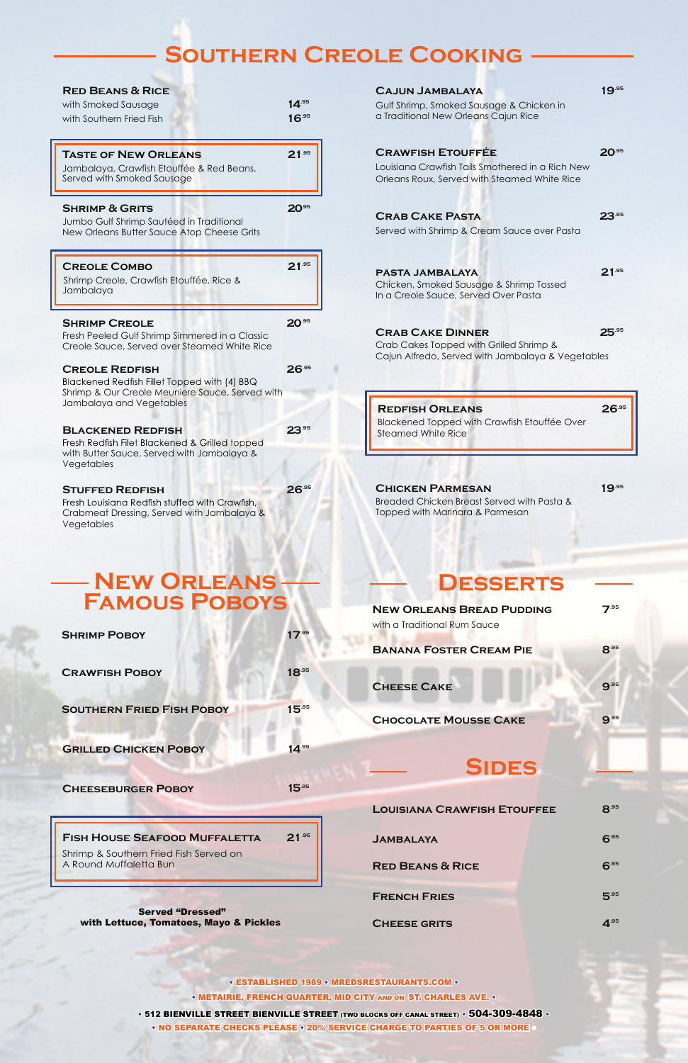# Southern Creole Cooking

**Red Beans & Rice**
with Smoked Sausage — 14.95
with Southern Fried Fish — 16.95

**Taste of New Orleans** — 21.95
Jambalaya, Crawfish Etouffée & Red Beans, Served with Smoked Sausage

**Shrimp & Grits** — 20.95
Jumbo Gulf Shrimp Sautéed in Traditional New Orleans Butter Sauce Atop Cheese Grits

**Creole Combo** — 21.95
Shrimp Creole, Crawfish Etouffée, Rice & Jambalaya

**Shrimp Creole** — 20.95
Fresh Peeled Gulf Shrimp Simmered in a Classic Creole Sauce, Served over Steamed White Rice

**Creole Redfish** — 26.95
Blackened Redfish Fillet Topped with (4) BBQ Shrimp & Our Creole Meuniere Sauce, Served with Jambalaya and Vegetables

**Blackened Redfish** — 23.95
Fresh Redfish Filet Blackened & Grilled topped with Butter Sauce, Served with Jambalaya & Vegetables

**Stuffed Redfish** — 26.95
Fresh Louisiana Redfish stuffed with Crawfish, Crabmeat Dressing, Served with Jambalaya & Vegetables

**Cajun Jambalaya** — 19.95
Gulf Shrimp, Smoked Sausage & Chicken in a Traditional New Orleans Cajun Rice

**Crawfish Etouffée** — 20.95
Louisiana Crawfish Tails Smothered in a Rich New Orleans Roux, Served with Steamed White Rice

**Crab Cake Pasta** — 23.95
Served with Shrimp & Cream Sauce over Pasta

**Pasta Jambalaya** — 21.95
Chicken, Smoked Sausage & Shrimp Tossed In a Creole Sauce, Served Over Pasta

**Crab Cake Dinner** — 25.95
Crab Cakes Topped with Grilled Shrimp & Cajun Alfredo, Served with Jambalaya & Vegetables

**Redfish Orleans** — 26.95
Blackened Topped with Crawfish Etouffée Over Steamed White Rice

**Chicken Parmesan** — 19.95
Breaded Chicken Breast Served with Pasta & Topped with Marinara & Parmesan

# New Orleans Famous Poboys

**Shrimp Poboy** — 17.95

**Crawfish Poboy** — 18.95

**Southern Fried Fish Poboy** — 15.95

**Grilled Chicken Poboy** — 14.95

**Cheeseburger Poboy** — 15.95

**Fish House Seafood Muffaletta** — 21.95
Shrimp & Southern Fried Fish Served on A Round Muffaletta Bun

**Served "Dressed" with Lettuce, Tomatoes, Mayo & Pickles**

# Desserts

**New Orleans Bread Pudding** — 7.95
with a Traditional Rum Sauce

**Banana Foster Cream Pie** — 8.95

**Cheese Cake** — 9.95

**Chocolate Mousse Cake** — 9.95

# Sides

**Louisiana Crawfish Etouffee** — 8.95

**Jambalaya** — 6.95

**Red Beans & Rice** — 6.95

**French Fries** — 5.95

**Cheese Grits** — 4.95

• ESTABLISHED 1989 • MREDSRESTAURANTS.COM •
• METAIRIE, FRENCH QUARTER, MID CITY AND ON ST. CHARLES AVE. •
• 512 BIENVILLE STREET BIENVILLE STREET (TWO BLOCKS OFF CANAL STREET) • 504-309-4848 •
• NO SEPARATE CHECKS PLEASE • 20% SERVICE CHARGE TO PARTIES OF 5 OR MORE •